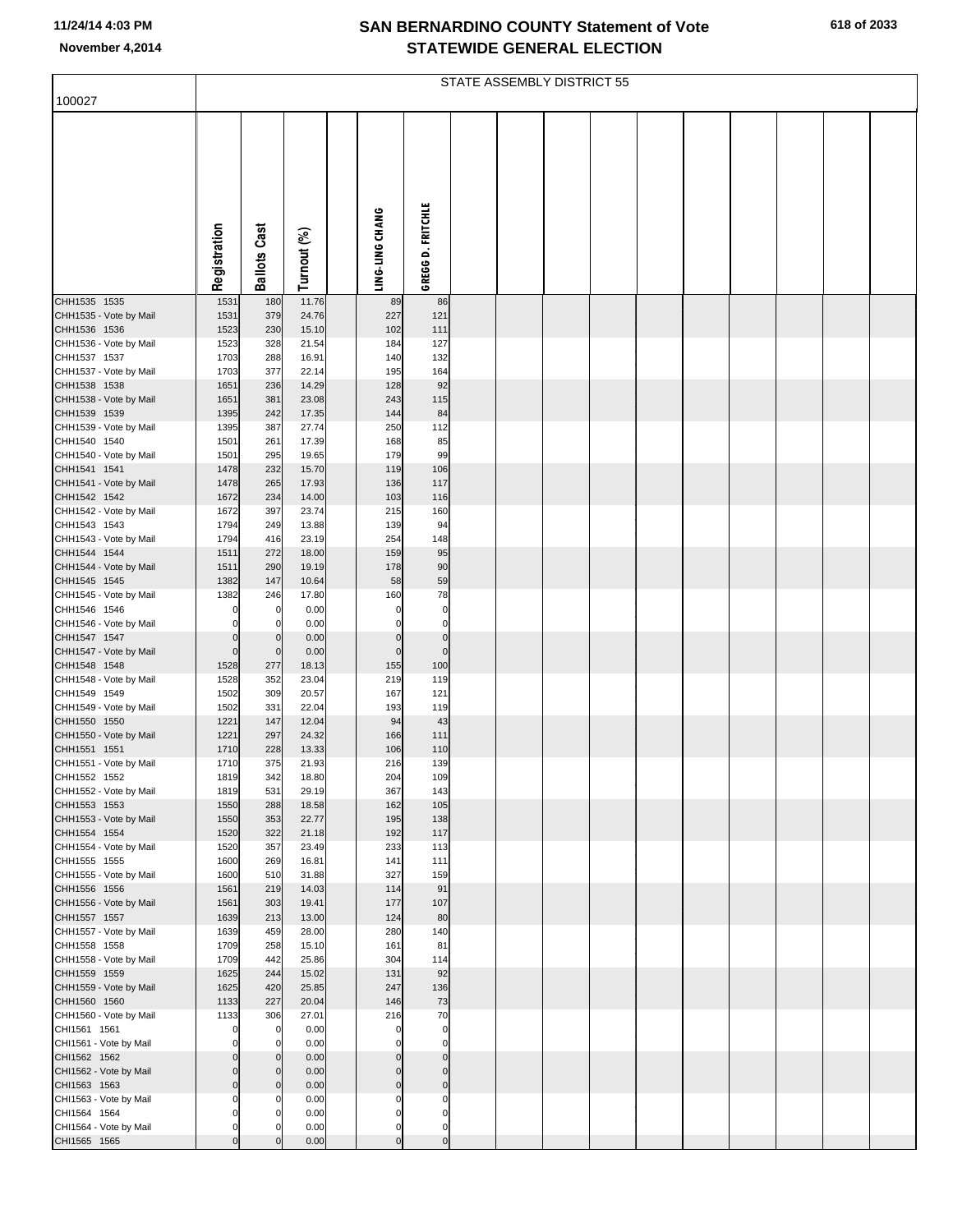# SAN BERNARDINO COUNTY Statement of Vote
## STATEWIDE GENERAL ELECTION

11/24/14 4:03 PM
November 4,2014

STATE ASSEMBLY DISTRICT 55

100027

| | Registration | Ballots Cast | Turnout (%) | | LING-LING CHANG | GREGG D. FRITCHLE |
|---|---|---|---|---|---|---|
| CHH1535 1535 | 1531 | 180 | 11.76 | | 89 | 86 |
| CHH1535 - Vote by Mail | 1531 | 379 | 24.76 | | 227 | 121 |
| CHH1536 1536 | 1523 | 230 | 15.10 | | 102 | 111 |
| CHH1536 - Vote by Mail | 1523 | 328 | 21.54 | | 184 | 127 |
| CHH1537 1537 | 1703 | 288 | 16.91 | | 140 | 132 |
| CHH1537 - Vote by Mail | 1703 | 377 | 22.14 | | 195 | 164 |
| CHH1538 1538 | 1651 | 236 | 14.29 | | 128 | 92 |
| CHH1538 - Vote by Mail | 1651 | 381 | 23.08 | | 243 | 115 |
| CHH1539 1539 | 1395 | 242 | 17.35 | | 144 | 84 |
| CHH1539 - Vote by Mail | 1395 | 387 | 27.74 | | 250 | 112 |
| CHH1540 1540 | 1501 | 261 | 17.39 | | 168 | 85 |
| CHH1540 - Vote by Mail | 1501 | 295 | 19.65 | | 179 | 99 |
| CHH1541 1541 | 1478 | 232 | 15.70 | | 119 | 106 |
| CHH1541 - Vote by Mail | 1478 | 265 | 17.93 | | 136 | 117 |
| CHH1542 1542 | 1672 | 234 | 14.00 | | 103 | 116 |
| CHH1542 - Vote by Mail | 1672 | 397 | 23.74 | | 215 | 160 |
| CHH1543 1543 | 1794 | 249 | 13.88 | | 139 | 94 |
| CHH1543 - Vote by Mail | 1794 | 416 | 23.19 | | 254 | 148 |
| CHH1544 1544 | 1511 | 272 | 18.00 | | 159 | 95 |
| CHH1544 - Vote by Mail | 1511 | 290 | 19.19 | | 178 | 90 |
| CHH1545 1545 | 1382 | 147 | 10.64 | | 58 | 59 |
| CHH1545 - Vote by Mail | 1382 | 246 | 17.80 | | 160 | 78 |
| CHH1546 1546 | 0 | 0 | 0.00 | | 0 | 0 |
| CHH1546 - Vote by Mail | 0 | 0 | 0.00 | | 0 | 0 |
| CHH1547 1547 | 0 | 0 | 0.00 | | 0 | 0 |
| CHH1547 - Vote by Mail | 0 | 0 | 0.00 | | 0 | 0 |
| CHH1548 1548 | 1528 | 277 | 18.13 | | 155 | 100 |
| CHH1548 - Vote by Mail | 1528 | 352 | 23.04 | | 219 | 119 |
| CHH1549 1549 | 1502 | 309 | 20.57 | | 167 | 121 |
| CHH1549 - Vote by Mail | 1502 | 331 | 22.04 | | 193 | 119 |
| CHH1550 1550 | 1221 | 147 | 12.04 | | 94 | 43 |
| CHH1550 - Vote by Mail | 1221 | 297 | 24.32 | | 166 | 111 |
| CHH1551 1551 | 1710 | 228 | 13.33 | | 106 | 110 |
| CHH1551 - Vote by Mail | 1710 | 375 | 21.93 | | 216 | 139 |
| CHH1552 1552 | 1819 | 342 | 18.80 | | 204 | 109 |
| CHH1552 - Vote by Mail | 1819 | 531 | 29.19 | | 367 | 143 |
| CHH1553 1553 | 1550 | 288 | 18.58 | | 162 | 105 |
| CHH1553 - Vote by Mail | 1550 | 353 | 22.77 | | 195 | 138 |
| CHH1554 1554 | 1520 | 322 | 21.18 | | 192 | 117 |
| CHH1554 - Vote by Mail | 1520 | 357 | 23.49 | | 233 | 113 |
| CHH1555 1555 | 1600 | 269 | 16.81 | | 141 | 111 |
| CHH1555 - Vote by Mail | 1600 | 510 | 31.88 | | 327 | 159 |
| CHH1556 1556 | 1561 | 219 | 14.03 | | 114 | 91 |
| CHH1556 - Vote by Mail | 1561 | 303 | 19.41 | | 177 | 107 |
| CHH1557 1557 | 1639 | 213 | 13.00 | | 124 | 80 |
| CHH1557 - Vote by Mail | 1639 | 459 | 28.00 | | 280 | 140 |
| CHH1558 1558 | 1709 | 258 | 15.10 | | 161 | 81 |
| CHH1558 - Vote by Mail | 1709 | 442 | 25.86 | | 304 | 114 |
| CHH1559 1559 | 1625 | 244 | 15.02 | | 131 | 92 |
| CHH1559 - Vote by Mail | 1625 | 420 | 25.85 | | 247 | 136 |
| CHH1560 1560 | 1133 | 227 | 20.04 | | 146 | 73 |
| CHH1560 - Vote by Mail | 1133 | 306 | 27.01 | | 216 | 70 |
| CHI1561 1561 | 0 | 0 | 0.00 | | 0 | 0 |
| CHI1561 - Vote by Mail | 0 | 0 | 0.00 | | 0 | 0 |
| CHI1562 1562 | 0 | 0 | 0.00 | | 0 | 0 |
| CHI1562 - Vote by Mail | 0 | 0 | 0.00 | | 0 | 0 |
| CHI1563 1563 | 0 | 0 | 0.00 | | 0 | 0 |
| CHI1563 - Vote by Mail | 0 | 0 | 0.00 | | 0 | 0 |
| CHI1564 1564 | 0 | 0 | 0.00 | | 0 | 0 |
| CHI1564 - Vote by Mail | 0 | 0 | 0.00 | | 0 | 0 |
| CHI1565 1565 | 0 | 0 | 0.00 | | 0 | 0 |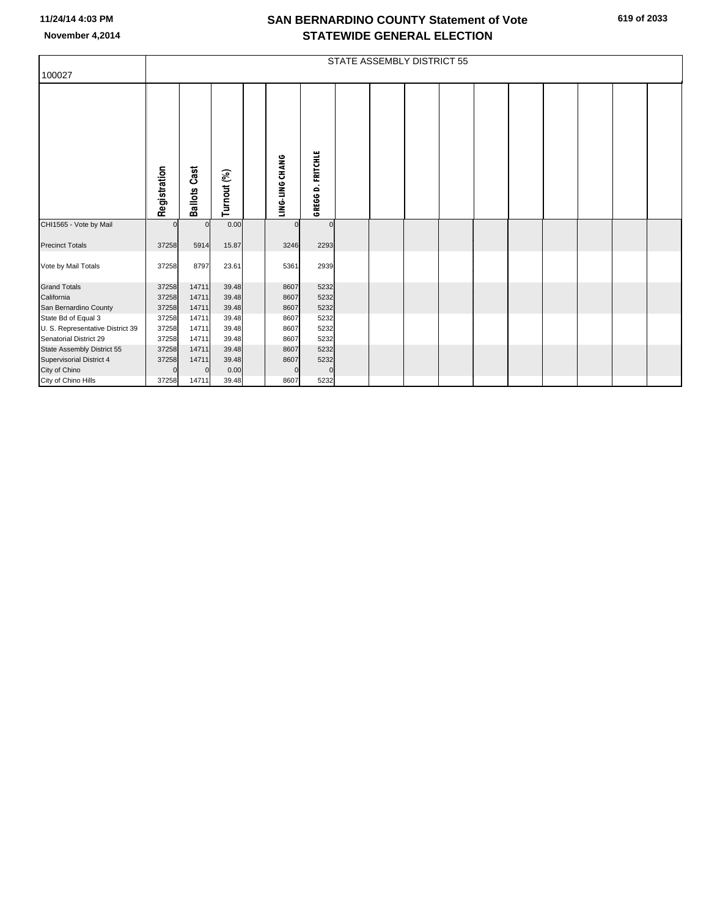# SAN BERNARDINO COUNTY Statement of Vote
## STATEWIDE GENERAL ELECTION

November 4,2014

| 100027 | STATE ASSEMBLY DISTRICT 55 | | | | | |
|---|---|---|---|---|---|---|
| | Registration | Ballots Cast | Turnout (%) | | LING-LING CHANG | GREGG D. FRITCHLE |
| CHI1565 - Vote by Mail | 0 | 0 | 0.00 | | 0 | 0 |
| Precinct Totals | 37258 | 5914 | 15.87 | | 3246 | 2293 |
| Vote by Mail Totals | 37258 | 8797 | 23.61 | | 5361 | 2939 |
| Grand Totals | 37258 | 14711 | 39.48 | | 8607 | 5232 |
| California | 37258 | 14711 | 39.48 | | 8607 | 5232 |
| San Bernardino County | 37258 | 14711 | 39.48 | | 8607 | 5232 |
| State Bd of Equal 3 | 37258 | 14711 | 39.48 | | 8607 | 5232 |
| U. S. Representative District 39 | 37258 | 14711 | 39.48 | | 8607 | 5232 |
| Senatorial District 29 | 37258 | 14711 | 39.48 | | 8607 | 5232 |
| State Assembly District 55 | 37258 | 14711 | 39.48 | | 8607 | 5232 |
| Supervisorial District 4 | 37258 | 14711 | 39.48 | | 8607 | 5232 |
| City of Chino | 0 | 0 | 0.00 | | 0 | 0 |
| City of Chino Hills | 37258 | 14711 | 39.48 | | 8607 | 5232 |